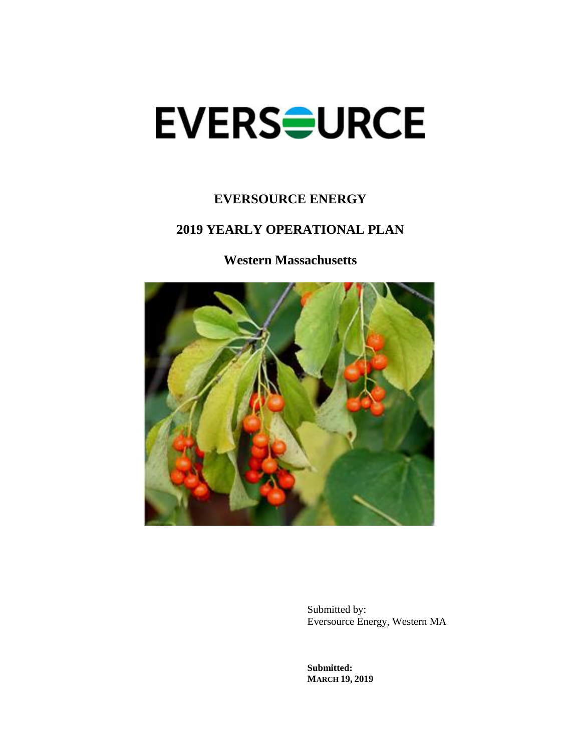# EVERSOURCE

## EVERSOURCE ENERGY

## 2019 YEARLY OPERATIONAL PLAN

### Western Massachusetts

Submitted by:
Eversource Energy, Western MA

**Submitted:**
**MARCH 19, 2019**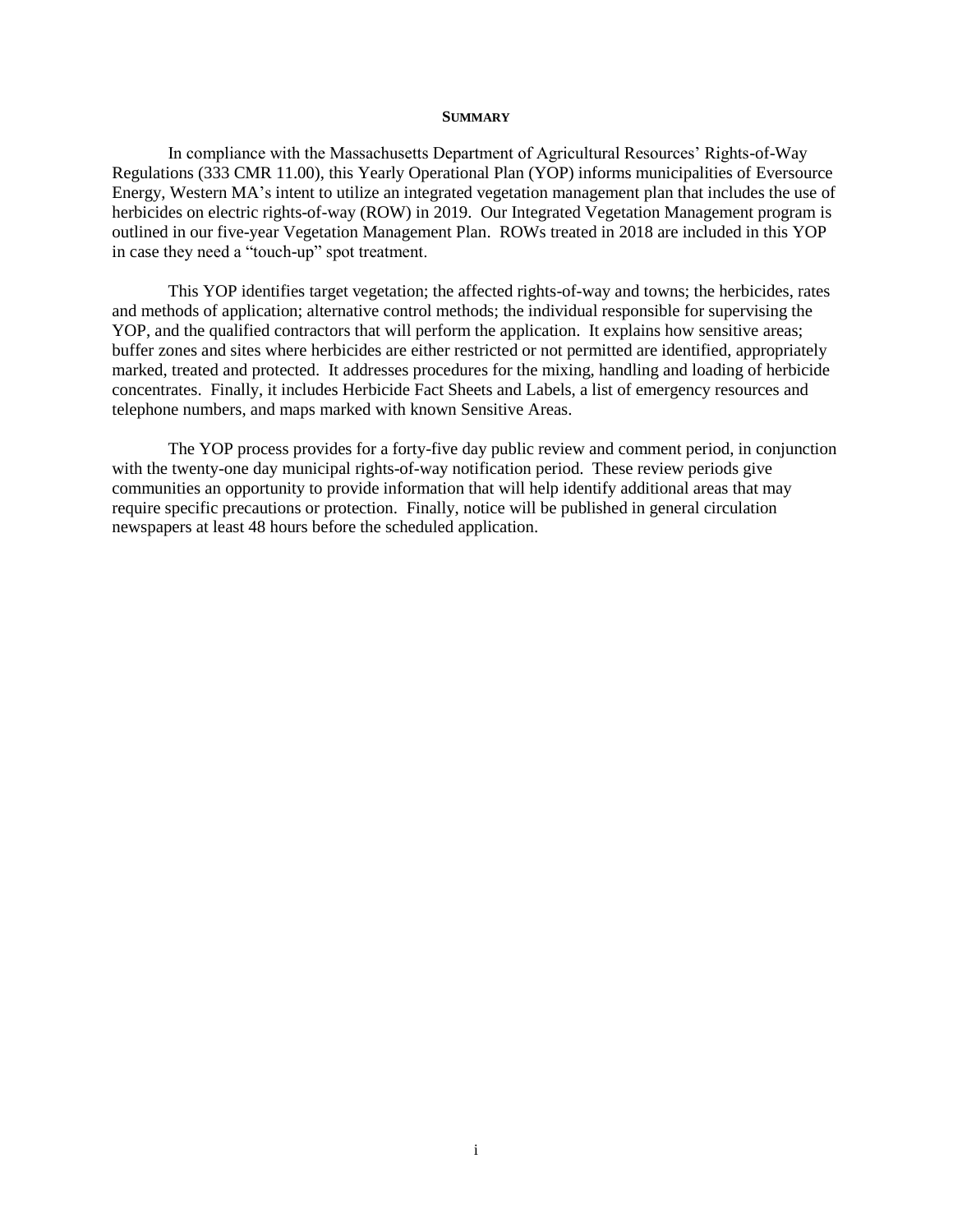## SUMMARY

In compliance with the Massachusetts Department of Agricultural Resources' Rights-of-Way Regulations (333 CMR 11.00), this Yearly Operational Plan (YOP) informs municipalities of Eversource Energy, Western MA's intent to utilize an integrated vegetation management plan that includes the use of herbicides on electric rights-of-way (ROW) in 2019. Our Integrated Vegetation Management program is outlined in our five-year Vegetation Management Plan. ROWs treated in 2018 are included in this YOP in case they need a "touch-up" spot treatment.

This YOP identifies target vegetation; the affected rights-of-way and towns; the herbicides, rates and methods of application; alternative control methods; the individual responsible for supervising the YOP, and the qualified contractors that will perform the application. It explains how sensitive areas; buffer zones and sites where herbicides are either restricted or not permitted are identified, appropriately marked, treated and protected. It addresses procedures for the mixing, handling and loading of herbicide concentrates. Finally, it includes Herbicide Fact Sheets and Labels, a list of emergency resources and telephone numbers, and maps marked with known Sensitive Areas.

The YOP process provides for a forty-five day public review and comment period, in conjunction with the twenty-one day municipal rights-of-way notification period. These review periods give communities an opportunity to provide information that will help identify additional areas that may require specific precautions or protection. Finally, notice will be published in general circulation newspapers at least 48 hours before the scheduled application.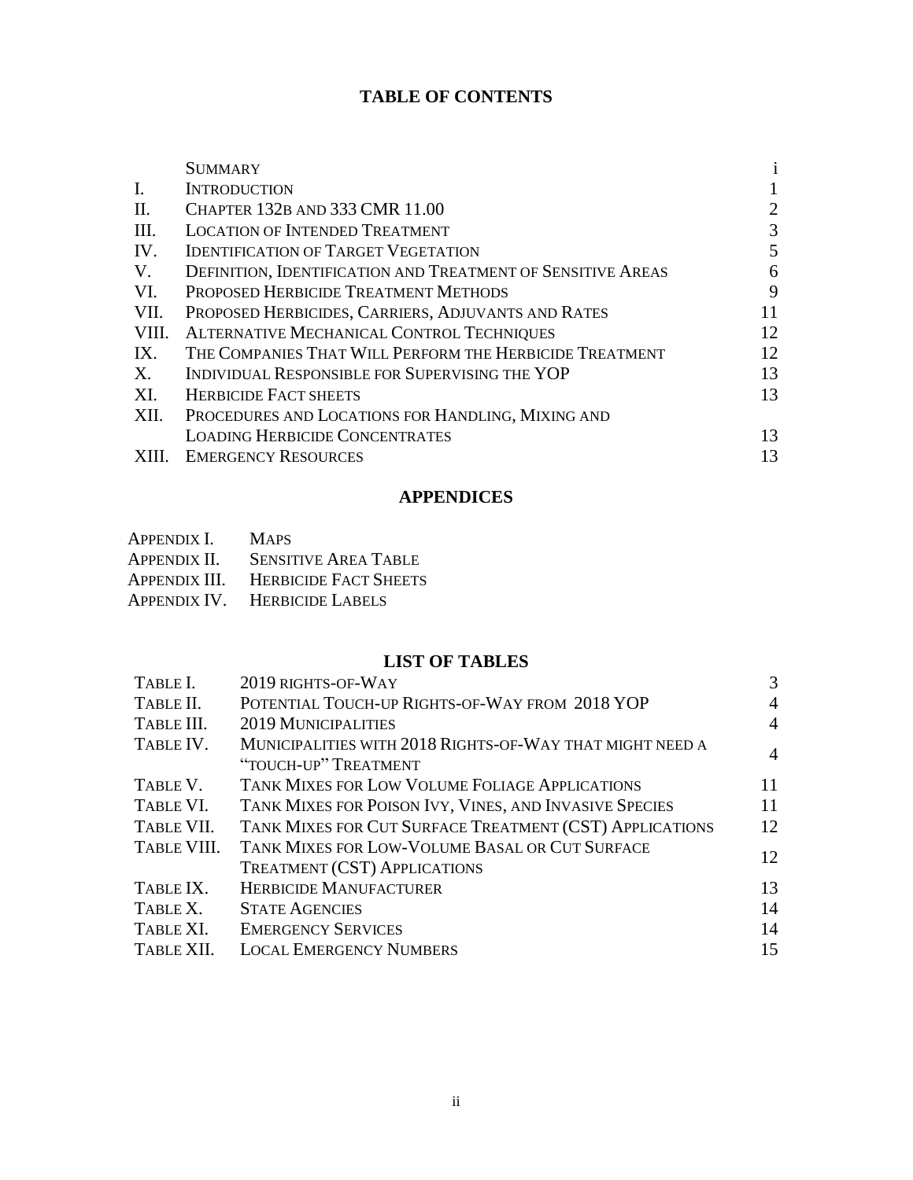# TABLE OF CONTENTS

| | | |
|---|---|---|
| | SUMMARY | i |
| I. | INTRODUCTION | 1 |
| II. | CHAPTER 132B AND 333 CMR 11.00 | 2 |
| III. | LOCATION OF INTENDED TREATMENT | 3 |
| IV. | IDENTIFICATION OF TARGET VEGETATION | 5 |
| V. | DEFINITION, IDENTIFICATION AND TREATMENT OF SENSITIVE AREAS | 6 |
| VI. | PROPOSED HERBICIDE TREATMENT METHODS | 9 |
| VII. | PROPOSED HERBICIDES, CARRIERS, ADJUVANTS AND RATES | 11 |
| VIII. | ALTERNATIVE MECHANICAL CONTROL TECHNIQUES | 12 |
| IX. | THE COMPANIES THAT WILL PERFORM THE HERBICIDE TREATMENT | 12 |
| X. | INDIVIDUAL RESPONSIBLE FOR SUPERVISING THE YOP | 13 |
| XI. | HERBICIDE FACT SHEETS | 13 |
| XII. | PROCEDURES AND LOCATIONS FOR HANDLING, MIXING AND LOADING HERBICIDE CONCENTRATES | 13 |
| XIII. | EMERGENCY RESOURCES | 13 |

## APPENDICES

| | |
|---|---|
| APPENDIX I. | MAPS |
| APPENDIX II. | SENSITIVE AREA TABLE |
| APPENDIX III. | HERBICIDE FACT SHEETS |
| APPENDIX IV. | HERBICIDE LABELS |

## LIST OF TABLES

| | | |
|---|---|---|
| TABLE I. | 2019 RIGHTS-OF-WAY | 3 |
| TABLE II. | POTENTIAL TOUCH-UP RIGHTS-OF-WAY FROM 2018 YOP | 4 |
| TABLE III. | 2019 MUNICIPALITIES | 4 |
| TABLE IV. | MUNICIPALITIES WITH 2018 RIGHTS-OF-WAY THAT MIGHT NEED A "TOUCH-UP" TREATMENT | 4 |
| TABLE V. | TANK MIXES FOR LOW VOLUME FOLIAGE APPLICATIONS | 11 |
| TABLE VI. | TANK MIXES FOR POISON IVY, VINES, AND INVASIVE SPECIES | 11 |
| TABLE VII. | TANK MIXES FOR CUT SURFACE TREATMENT (CST) APPLICATIONS | 12 |
| TABLE VIII. | TANK MIXES FOR LOW-VOLUME BASAL OR CUT SURFACE TREATMENT (CST) APPLICATIONS | 12 |
| TABLE IX. | HERBICIDE MANUFACTURER | 13 |
| TABLE X. | STATE AGENCIES | 14 |
| TABLE XI. | EMERGENCY SERVICES | 14 |
| TABLE XII. | LOCAL EMERGENCY NUMBERS | 15 |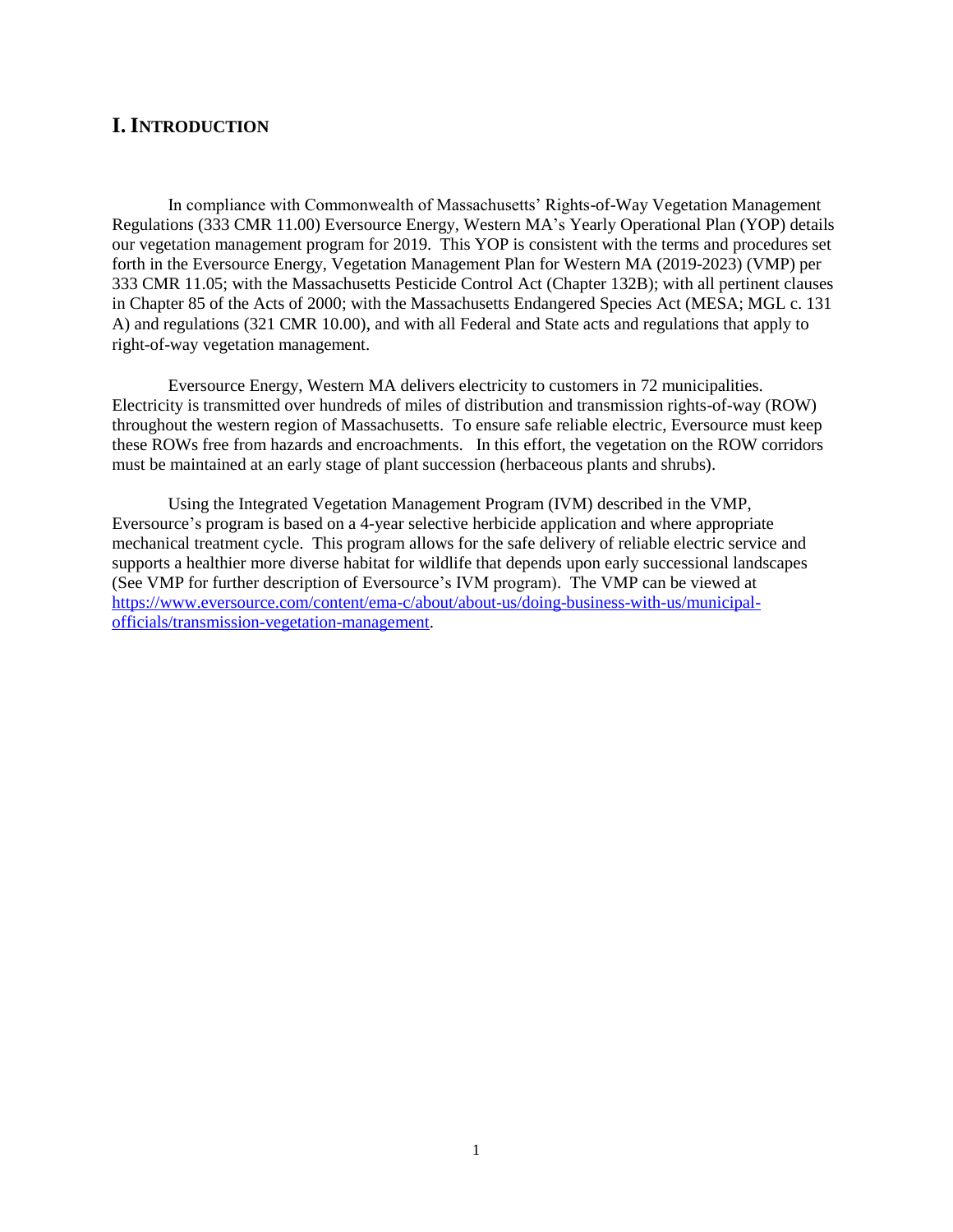# I. INTRODUCTION

In compliance with Commonwealth of Massachusetts' Rights-of-Way Vegetation Management Regulations (333 CMR 11.00) Eversource Energy, Western MA's Yearly Operational Plan (YOP) details our vegetation management program for 2019. This YOP is consistent with the terms and procedures set forth in the Eversource Energy, Vegetation Management Plan for Western MA (2019-2023) (VMP) per 333 CMR 11.05; with the Massachusetts Pesticide Control Act (Chapter 132B); with all pertinent clauses in Chapter 85 of the Acts of 2000; with the Massachusetts Endangered Species Act (MESA; MGL c. 131 A) and regulations (321 CMR 10.00), and with all Federal and State acts and regulations that apply to right-of-way vegetation management.

Eversource Energy, Western MA delivers electricity to customers in 72 municipalities. Electricity is transmitted over hundreds of miles of distribution and transmission rights-of-way (ROW) throughout the western region of Massachusetts. To ensure safe reliable electric, Eversource must keep these ROWs free from hazards and encroachments. In this effort, the vegetation on the ROW corridors must be maintained at an early stage of plant succession (herbaceous plants and shrubs).

Using the Integrated Vegetation Management Program (IVM) described in the VMP, Eversource's program is based on a 4-year selective herbicide application and where appropriate mechanical treatment cycle. This program allows for the safe delivery of reliable electric service and supports a healthier more diverse habitat for wildlife that depends upon early successional landscapes (See VMP for further description of Eversource's IVM program). The VMP can be viewed at [https://www.eversource.com/content/ema-c/about/about-us/doing-business-with-us/municipal-officials/transmission-vegetation-management](https://www.eversource.com/content/ema-c/about/about-us/doing-business-with-us/municipal-officials/transmission-vegetation-management).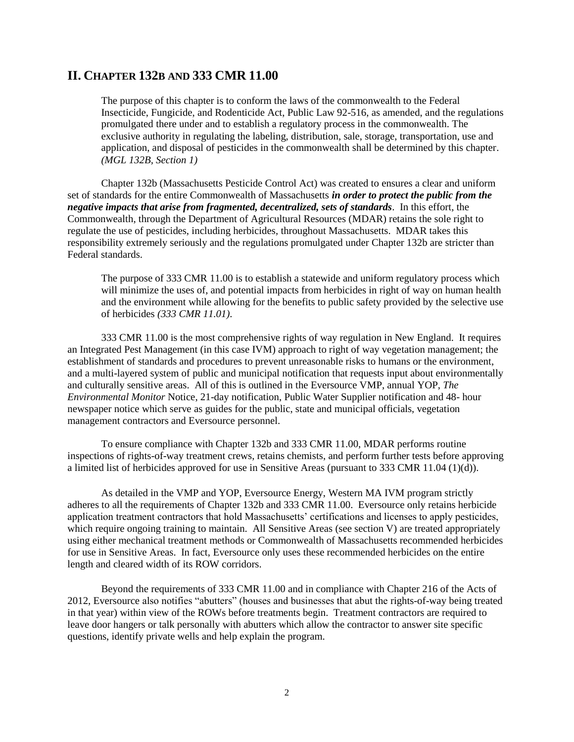## II. CHAPTER 132B AND 333 CMR 11.00

> The purpose of this chapter is to conform the laws of the commonwealth to the Federal Insecticide, Fungicide, and Rodenticide Act, Public Law 92-516, as amended, and the regulations promulgated there under and to establish a regulatory process in the commonwealth. The exclusive authority in regulating the labeling, distribution, sale, storage, transportation, use and application, and disposal of pesticides in the commonwealth shall be determined by this chapter. *(MGL 132B, Section 1)*

Chapter 132b (Massachusetts Pesticide Control Act) was created to ensures a clear and uniform set of standards for the entire Commonwealth of Massachusetts ***in order to protect the public from the negative impacts that arise from fragmented, decentralized, sets of standards***. In this effort, the Commonwealth, through the Department of Agricultural Resources (MDAR) retains the sole right to regulate the use of pesticides, including herbicides, throughout Massachusetts. MDAR takes this responsibility extremely seriously and the regulations promulgated under Chapter 132b are stricter than Federal standards.

> The purpose of 333 CMR 11.00 is to establish a statewide and uniform regulatory process which will minimize the uses of, and potential impacts from herbicides in right of way on human health and the environment while allowing for the benefits to public safety provided by the selective use of herbicides *(333 CMR 11.01)*.

333 CMR 11.00 is the most comprehensive rights of way regulation in New England. It requires an Integrated Pest Management (in this case IVM) approach to right of way vegetation management; the establishment of standards and procedures to prevent unreasonable risks to humans or the environment, and a multi-layered system of public and municipal notification that requests input about environmentally and culturally sensitive areas. All of this is outlined in the Eversource VMP, annual YOP, *The Environmental Monitor* Notice, 21-day notification, Public Water Supplier notification and 48- hour newspaper notice which serve as guides for the public, state and municipal officials, vegetation management contractors and Eversource personnel.

To ensure compliance with Chapter 132b and 333 CMR 11.00, MDAR performs routine inspections of rights-of-way treatment crews, retains chemists, and perform further tests before approving a limited list of herbicides approved for use in Sensitive Areas (pursuant to 333 CMR 11.04 (1)(d)).

As detailed in the VMP and YOP, Eversource Energy, Western MA IVM program strictly adheres to all the requirements of Chapter 132b and 333 CMR 11.00. Eversource only retains herbicide application treatment contractors that hold Massachusetts' certifications and licenses to apply pesticides, which require ongoing training to maintain. All Sensitive Areas (see section V) are treated appropriately using either mechanical treatment methods or Commonwealth of Massachusetts recommended herbicides for use in Sensitive Areas. In fact, Eversource only uses these recommended herbicides on the entire length and cleared width of its ROW corridors.

Beyond the requirements of 333 CMR 11.00 and in compliance with Chapter 216 of the Acts of 2012, Eversource also notifies "abutters" (houses and businesses that abut the rights-of-way being treated in that year) within view of the ROWs before treatments begin. Treatment contractors are required to leave door hangers or talk personally with abutters which allow the contractor to answer site specific questions, identify private wells and help explain the program.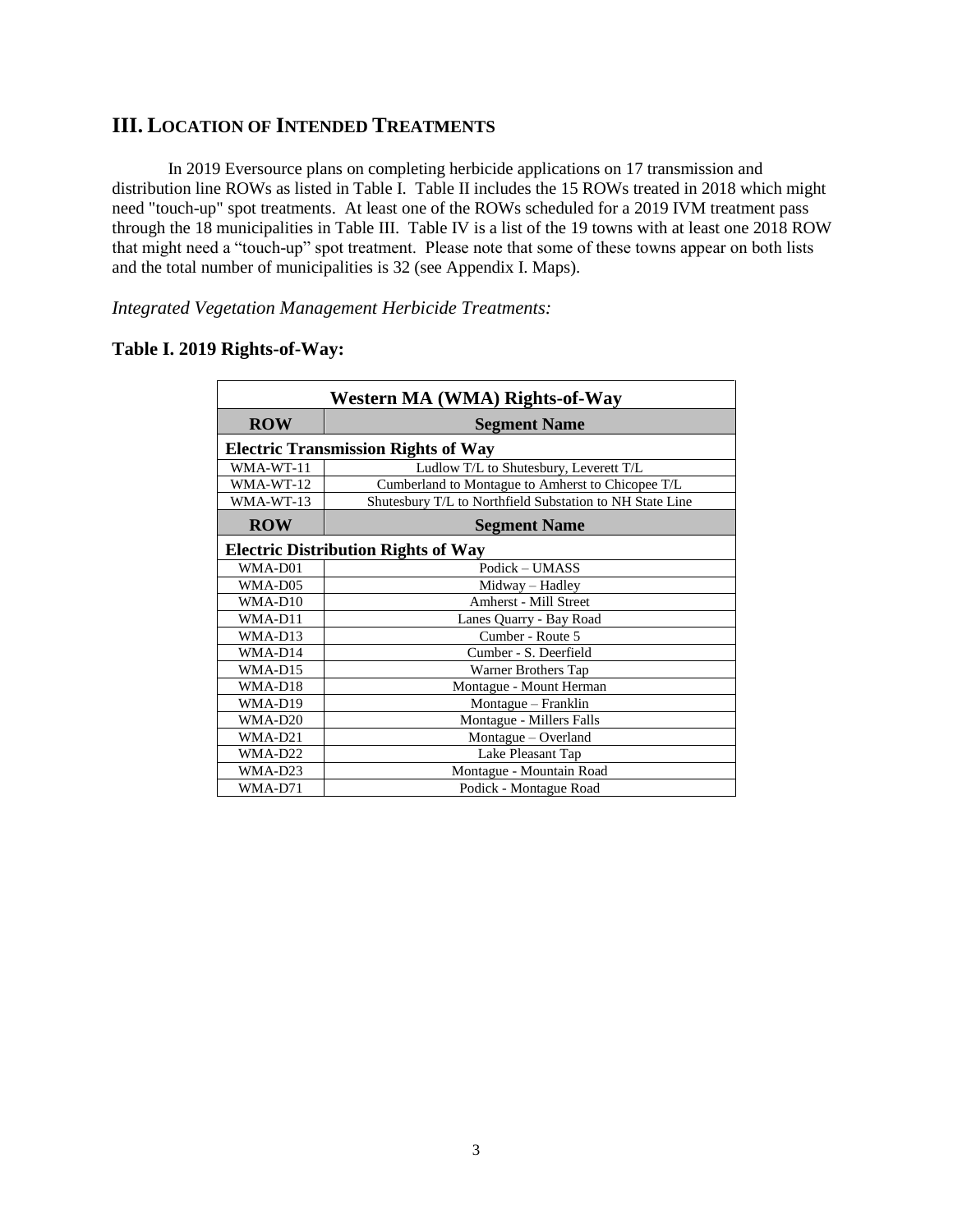## III. Location of Intended Treatments

In 2019 Eversource plans on completing herbicide applications on 17 transmission and distribution line ROWs as listed in Table I. Table II includes the 15 ROWs treated in 2018 which might need "touch-up" spot treatments. At least one of the ROWs scheduled for a 2019 IVM treatment pass through the 18 municipalities in Table III. Table IV is a list of the 19 towns with at least one 2018 ROW that might need a "touch-up" spot treatment. Please note that some of these towns appear on both lists and the total number of municipalities is 32 (see Appendix I. Maps).

*Integrated Vegetation Management Herbicide Treatments:*

### Table I. 2019 Rights-of-Way:

| Western MA (WMA) Rights-of-Way | |
|---|---|
| **ROW** | **Segment Name** |
| **Electric Transmission Rights of Way** | |
| WMA-WT-11 | Ludlow T/L to Shutesbury, Leverett T/L |
| WMA-WT-12 | Cumberland to Montague to Amherst to Chicopee T/L |
| WMA-WT-13 | Shutesbury T/L to Northfield Substation to NH State Line |
| **ROW** | **Segment Name** |
| **Electric Distribution Rights of Way** | |
| WMA-D01 | Podick – UMASS |
| WMA-D05 | Midway – Hadley |
| WMA-D10 | Amherst - Mill Street |
| WMA-D11 | Lanes Quarry - Bay Road |
| WMA-D13 | Cumber - Route 5 |
| WMA-D14 | Cumber - S. Deerfield |
| WMA-D15 | Warner Brothers Tap |
| WMA-D18 | Montague - Mount Herman |
| WMA-D19 | Montague – Franklin |
| WMA-D20 | Montague - Millers Falls |
| WMA-D21 | Montague – Overland |
| WMA-D22 | Lake Pleasant Tap |
| WMA-D23 | Montague - Mountain Road |
| WMA-D71 | Podick - Montague Road |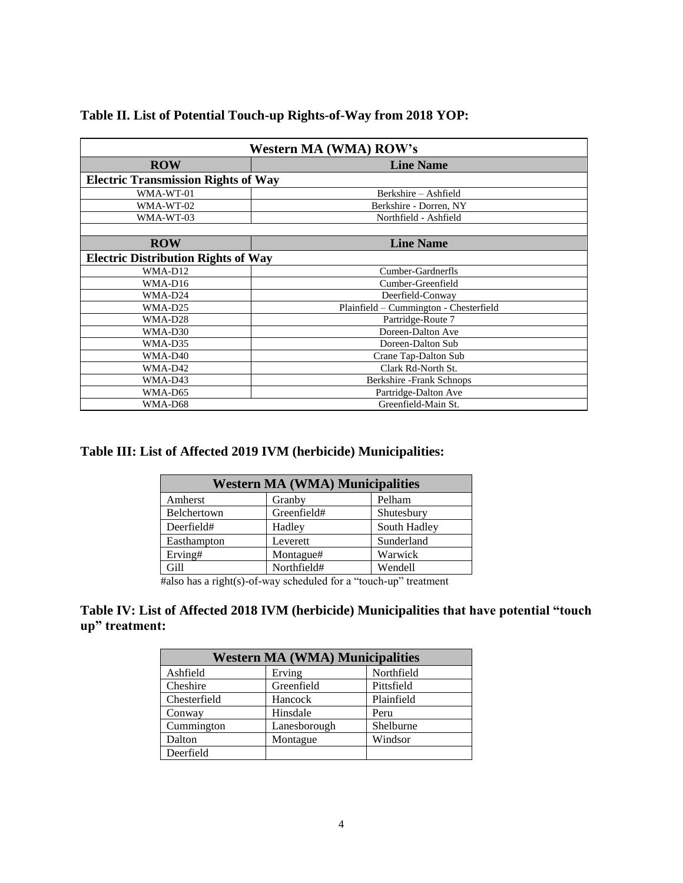**Table II. List of Potential Touch-up Rights-of-Way from 2018 YOP:**

| Western MA (WMA) ROW's | |
|---|---|
| **ROW** | **Line Name** |
| **Electric Transmission Rights of Way** | |
| WMA-WT-01 | Berkshire – Ashfield |
| WMA-WT-02 | Berkshire - Dorren, NY |
| WMA-WT-03 | Northfield - Ashfield |
| | |
| **ROW** | **Line Name** |
| **Electric Distribution Rights of Way** | |
| WMA-D12 | Cumber-Gardnerfls |
| WMA-D16 | Cumber-Greenfield |
| WMA-D24 | Deerfield-Conway |
| WMA-D25 | Plainfield – Cummington - Chesterfield |
| WMA-D28 | Partridge-Route 7 |
| WMA-D30 | Doreen-Dalton Ave |
| WMA-D35 | Doreen-Dalton Sub |
| WMA-D40 | Crane Tap-Dalton Sub |
| WMA-D42 | Clark Rd-North St. |
| WMA-D43 | Berkshire -Frank Schnops |
| WMA-D65 | Partridge-Dalton Ave |
| WMA-D68 | Greenfield-Main St. |

**Table III: List of Affected 2019 IVM (herbicide) Municipalities:**

| Western MA (WMA) Municipalities | | |
|---|---|---|
| Amherst | Granby | Pelham |
| Belchertown | Greenfield# | Shutesbury |
| Deerfield# | Hadley | South Hadley |
| Easthampton | Leverett | Sunderland |
| Erving# | Montague# | Warwick |
| Gill | Northfield# | Wendell |

#also has a right(s)-of-way scheduled for a "touch-up" treatment

**Table IV: List of Affected 2018 IVM (herbicide) Municipalities that have potential "touch up" treatment:**

| Western MA (WMA) Municipalities | | |
|---|---|---|
| Ashfield | Erving | Northfield |
| Cheshire | Greenfield | Pittsfield |
| Chesterfield | Hancock | Plainfield |
| Conway | Hinsdale | Peru |
| Cummington | Lanesborough | Shelburne |
| Dalton | Montague | Windsor |
| Deerfield | | |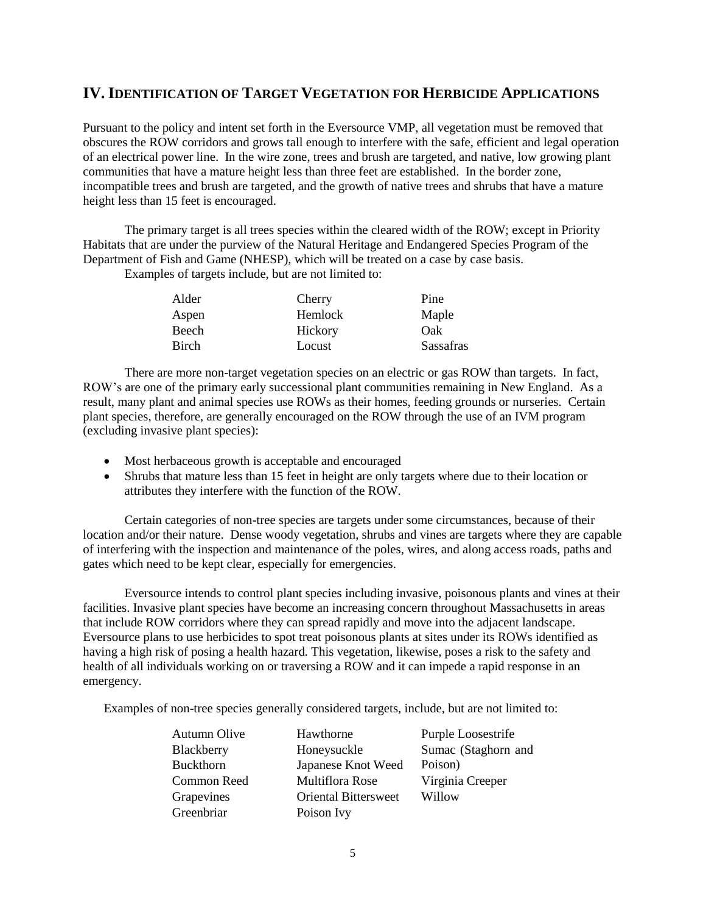## IV. Identification of Target Vegetation for Herbicide Applications

Pursuant to the policy and intent set forth in the Eversource VMP, all vegetation must be removed that obscures the ROW corridors and grows tall enough to interfere with the safe, efficient and legal operation of an electrical power line. In the wire zone, trees and brush are targeted, and native, low growing plant communities that have a mature height less than three feet are established. In the border zone, incompatible trees and brush are targeted, and the growth of native trees and shrubs that have a mature height less than 15 feet is encouraged.

The primary target is all trees species within the cleared width of the ROW; except in Priority Habitats that are under the purview of the Natural Heritage and Endangered Species Program of the Department of Fish and Game (NHESP), which will be treated on a case by case basis.

Examples of targets include, but are not limited to:

| | | |
|---|---|---|
| Alder | Cherry | Pine |
| Aspen | Hemlock | Maple |
| Beech | Hickory | Oak |
| Birch | Locust | Sassafras |

There are more non-target vegetation species on an electric or gas ROW than targets. In fact, ROW's are one of the primary early successional plant communities remaining in New England. As a result, many plant and animal species use ROWs as their homes, feeding grounds or nurseries. Certain plant species, therefore, are generally encouraged on the ROW through the use of an IVM program (excluding invasive plant species):

- Most herbaceous growth is acceptable and encouraged
- Shrubs that mature less than 15 feet in height are only targets where due to their location or attributes they interfere with the function of the ROW.

Certain categories of non-tree species are targets under some circumstances, because of their location and/or their nature. Dense woody vegetation, shrubs and vines are targets where they are capable of interfering with the inspection and maintenance of the poles, wires, and along access roads, paths and gates which need to be kept clear, especially for emergencies.

Eversource intends to control plant species including invasive, poisonous plants and vines at their facilities. Invasive plant species have become an increasing concern throughout Massachusetts in areas that include ROW corridors where they can spread rapidly and move into the adjacent landscape. Eversource plans to use herbicides to spot treat poisonous plants at sites under its ROWs identified as having a high risk of posing a health hazard. This vegetation, likewise, poses a risk to the safety and health of all individuals working on or traversing a ROW and it can impede a rapid response in an emergency.

Examples of non-tree species generally considered targets, include, but are not limited to:

| | | |
|---|---|---|
| Autumn Olive | Hawthorne | Purple Loosestrife |
| Blackberry | Honeysuckle | Sumac (Staghorn and Poison) |
| Buckthorn | Japanese Knot Weed | Virginia Creeper |
| Common Reed | Multiflora Rose | Willow |
| Grapevines | Oriental Bittersweet | |
| Greenbriar | Poison Ivy | |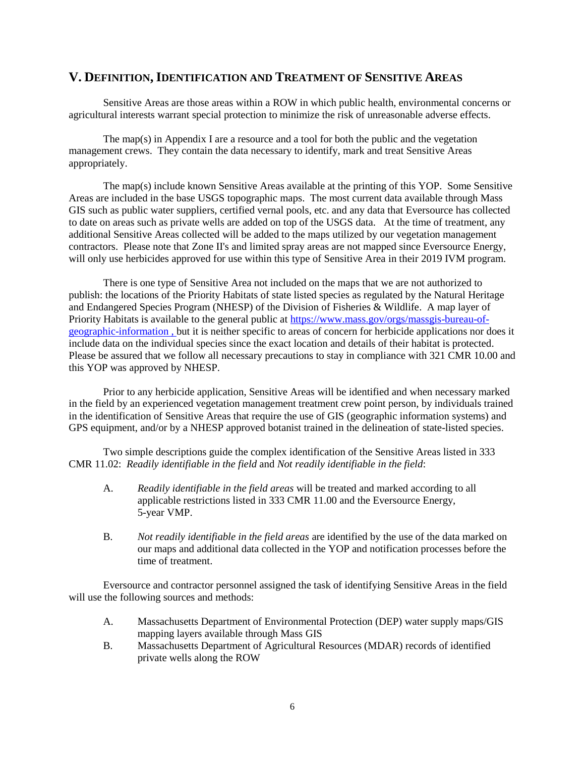## V. Definition, Identification and Treatment of Sensitive Areas

Sensitive Areas are those areas within a ROW in which public health, environmental concerns or agricultural interests warrant special protection to minimize the risk of unreasonable adverse effects.

The map(s) in Appendix I are a resource and a tool for both the public and the vegetation management crews. They contain the data necessary to identify, mark and treat Sensitive Areas appropriately.

The map(s) include known Sensitive Areas available at the printing of this YOP. Some Sensitive Areas are included in the base USGS topographic maps. The most current data available through Mass GIS such as public water suppliers, certified vernal pools, etc. and any data that Eversource has collected to date on areas such as private wells are added on top of the USGS data. At the time of treatment, any additional Sensitive Areas collected will be added to the maps utilized by our vegetation management contractors. Please note that Zone II's and limited spray areas are not mapped since Eversource Energy, will only use herbicides approved for use within this type of Sensitive Area in their 2019 IVM program.

There is one type of Sensitive Area not included on the maps that we are not authorized to publish: the locations of the Priority Habitats of state listed species as regulated by the Natural Heritage and Endangered Species Program (NHESP) of the Division of Fisheries & Wildlife. A map layer of Priority Habitats is available to the general public at [https://www.mass.gov/orgs/massgis-bureau-of-geographic-information](https://www.mass.gov/orgs/massgis-bureau-of-geographic-information) , but it is neither specific to areas of concern for herbicide applications nor does it include data on the individual species since the exact location and details of their habitat is protected. Please be assured that we follow all necessary precautions to stay in compliance with 321 CMR 10.00 and this YOP was approved by NHESP.

Prior to any herbicide application, Sensitive Areas will be identified and when necessary marked in the field by an experienced vegetation management treatment crew point person, by individuals trained in the identification of Sensitive Areas that require the use of GIS (geographic information systems) and GPS equipment, and/or by a NHESP approved botanist trained in the delineation of state-listed species.

Two simple descriptions guide the complex identification of the Sensitive Areas listed in 333 CMR 11.02: *Readily identifiable in the field* and *Not readily identifiable in the field*:

A. *Readily identifiable in the field areas* will be treated and marked according to all applicable restrictions listed in 333 CMR 11.00 and the Eversource Energy, 5-year VMP.

B. *Not readily identifiable in the field areas* are identified by the use of the data marked on our maps and additional data collected in the YOP and notification processes before the time of treatment.

Eversource and contractor personnel assigned the task of identifying Sensitive Areas in the field will use the following sources and methods:

A. Massachusetts Department of Environmental Protection (DEP) water supply maps/GIS mapping layers available through Mass GIS
B. Massachusetts Department of Agricultural Resources (MDAR) records of identified private wells along the ROW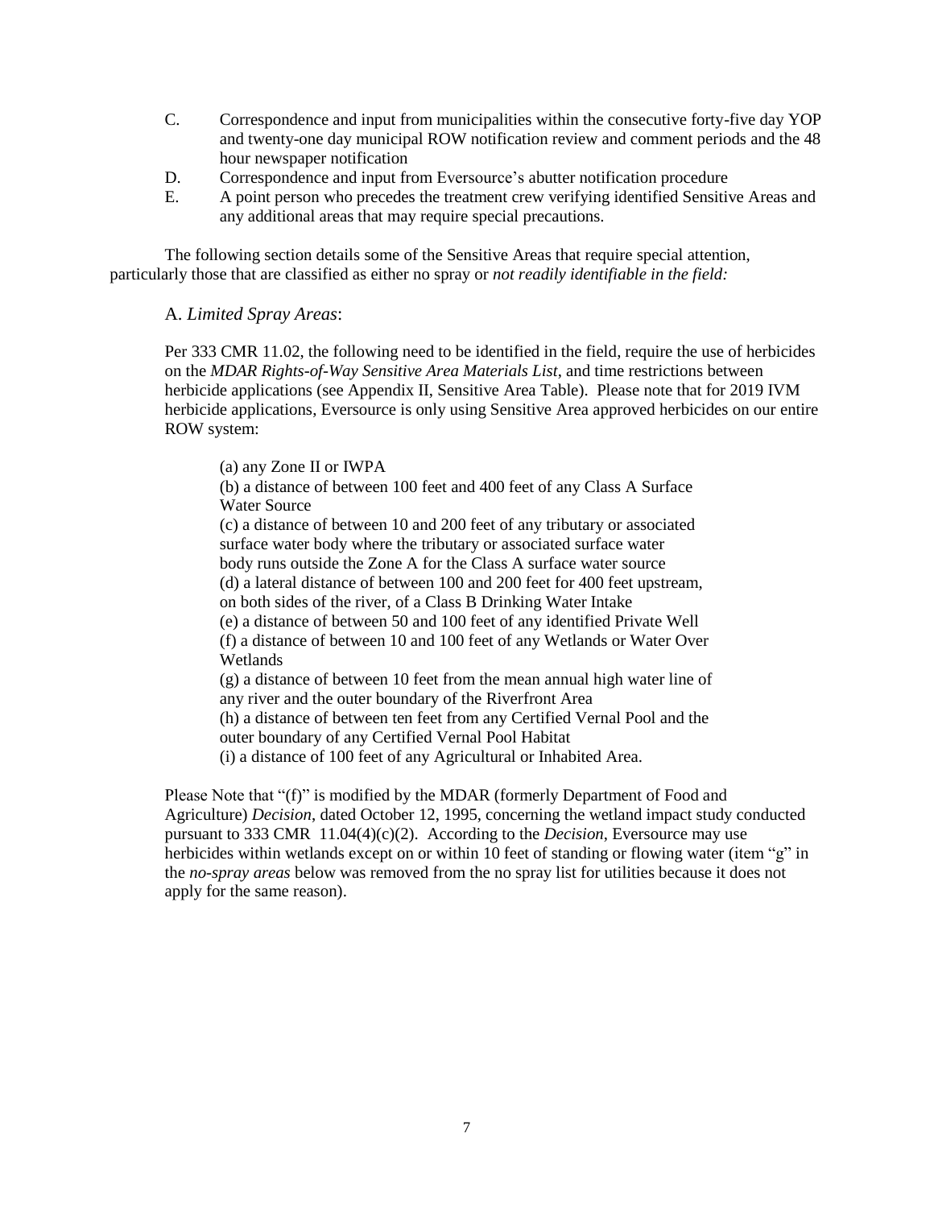C. Correspondence and input from municipalities within the consecutive forty-five day YOP and twenty-one day municipal ROW notification review and comment periods and the 48 hour newspaper notification

D. Correspondence and input from Eversource's abutter notification procedure

E. A point person who precedes the treatment crew verifying identified Sensitive Areas and any additional areas that may require special precautions.

The following section details some of the Sensitive Areas that require special attention, particularly those that are classified as either no spray or *not readily identifiable in the field:*

A. *Limited Spray Areas*:

Per 333 CMR 11.02, the following need to be identified in the field, require the use of herbicides on the *MDAR Rights-of-Way Sensitive Area Materials List*, and time restrictions between herbicide applications (see Appendix II, Sensitive Area Table). Please note that for 2019 IVM herbicide applications, Eversource is only using Sensitive Area approved herbicides on our entire ROW system:

(a) any Zone II or IWPA
(b) a distance of between 100 feet and 400 feet of any Class A Surface Water Source
(c) a distance of between 10 and 200 feet of any tributary or associated surface water body where the tributary or associated surface water body runs outside the Zone A for the Class A surface water source
(d) a lateral distance of between 100 and 200 feet for 400 feet upstream, on both sides of the river, of a Class B Drinking Water Intake
(e) a distance of between 50 and 100 feet of any identified Private Well
(f) a distance of between 10 and 100 feet of any Wetlands or Water Over Wetlands
(g) a distance of between 10 feet from the mean annual high water line of any river and the outer boundary of the Riverfront Area
(h) a distance of between ten feet from any Certified Vernal Pool and the outer boundary of any Certified Vernal Pool Habitat
(i) a distance of 100 feet of any Agricultural or Inhabited Area.

Please Note that "(f)" is modified by the MDAR (formerly Department of Food and Agriculture) *Decision*, dated October 12, 1995, concerning the wetland impact study conducted pursuant to 333 CMR 11.04(4)(c)(2). According to the *Decision*, Eversource may use herbicides within wetlands except on or within 10 feet of standing or flowing water (item "g" in the *no-spray areas* below was removed from the no spray list for utilities because it does not apply for the same reason).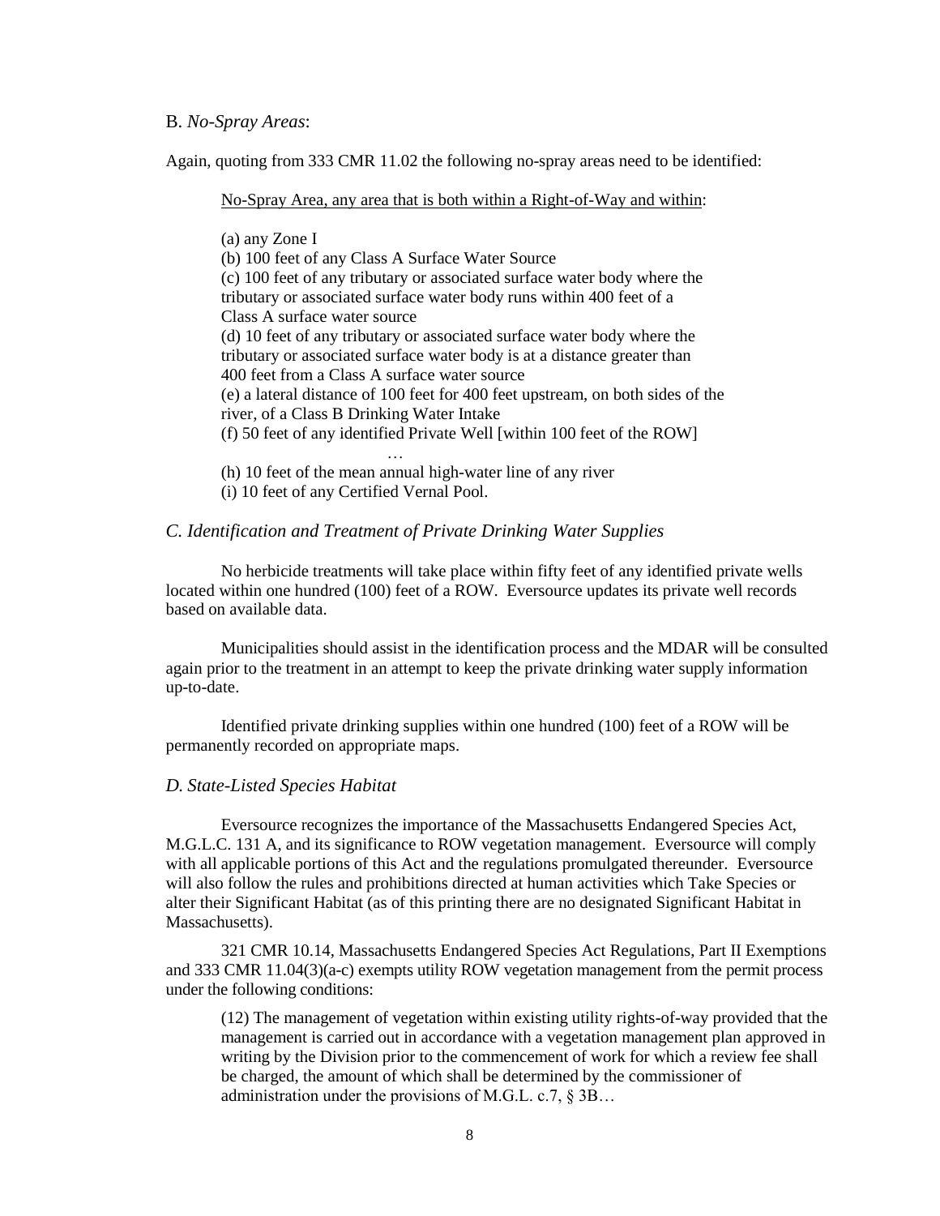B. *No-Spray Areas*:

Again, quoting from 333 CMR 11.02 the following no-spray areas need to be identified:

> No-Spray Area, any area that is both within a Right-of-Way and within:
>
> (a) any Zone I
> (b) 100 feet of any Class A Surface Water Source
> (c) 100 feet of any tributary or associated surface water body where the tributary or associated surface water body runs within 400 feet of a Class A surface water source
> (d) 10 feet of any tributary or associated surface water body where the tributary or associated surface water body is at a distance greater than 400 feet from a Class A surface water source
> (e) a lateral distance of 100 feet for 400 feet upstream, on both sides of the river, of a Class B Drinking Water Intake
> (f) 50 feet of any identified Private Well [within 100 feet of the ROW]
> …
> (h) 10 feet of the mean annual high-water line of any river
> (i) 10 feet of any Certified Vernal Pool.

### *C. Identification and Treatment of Private Drinking Water Supplies*

No herbicide treatments will take place within fifty feet of any identified private wells located within one hundred (100) feet of a ROW. Eversource updates its private well records based on available data.

Municipalities should assist in the identification process and the MDAR will be consulted again prior to the treatment in an attempt to keep the private drinking water supply information up-to-date.

Identified private drinking supplies within one hundred (100) feet of a ROW will be permanently recorded on appropriate maps.

### *D. State-Listed Species Habitat*

Eversource recognizes the importance of the Massachusetts Endangered Species Act, M.G.L.C. 131 A, and its significance to ROW vegetation management. Eversource will comply with all applicable portions of this Act and the regulations promulgated thereunder. Eversource will also follow the rules and prohibitions directed at human activities which Take Species or alter their Significant Habitat (as of this printing there are no designated Significant Habitat in Massachusetts).

321 CMR 10.14, Massachusetts Endangered Species Act Regulations, Part II Exemptions and 333 CMR 11.04(3)(a-c) exempts utility ROW vegetation management from the permit process under the following conditions:

> (12) The management of vegetation within existing utility rights-of-way provided that the management is carried out in accordance with a vegetation management plan approved in writing by the Division prior to the commencement of work for which a review fee shall be charged, the amount of which shall be determined by the commissioner of administration under the provisions of M.G.L. c.7, § 3B…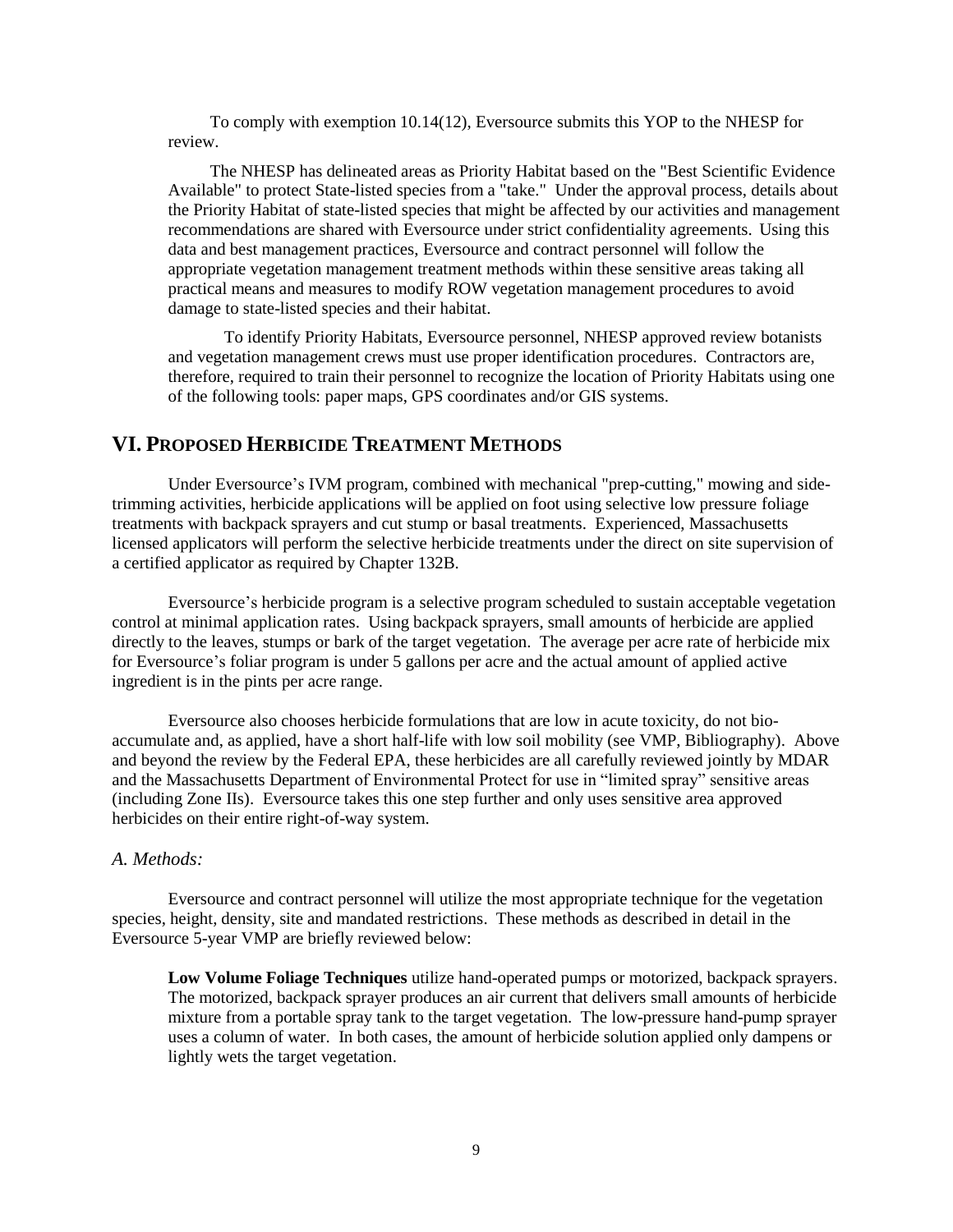To comply with exemption 10.14(12), Eversource submits this YOP to the NHESP for review.

The NHESP has delineated areas as Priority Habitat based on the "Best Scientific Evidence Available" to protect State-listed species from a "take." Under the approval process, details about the Priority Habitat of state-listed species that might be affected by our activities and management recommendations are shared with Eversource under strict confidentiality agreements. Using this data and best management practices, Eversource and contract personnel will follow the appropriate vegetation management treatment methods within these sensitive areas taking all practical means and measures to modify ROW vegetation management procedures to avoid damage to state-listed species and their habitat.

To identify Priority Habitats, Eversource personnel, NHESP approved review botanists and vegetation management crews must use proper identification procedures. Contractors are, therefore, required to train their personnel to recognize the location of Priority Habitats using one of the following tools: paper maps, GPS coordinates and/or GIS systems.

## VI. Proposed Herbicide Treatment Methods

Under Eversource's IVM program, combined with mechanical "prep-cutting," mowing and side-trimming activities, herbicide applications will be applied on foot using selective low pressure foliage treatments with backpack sprayers and cut stump or basal treatments. Experienced, Massachusetts licensed applicators will perform the selective herbicide treatments under the direct on site supervision of a certified applicator as required by Chapter 132B.

Eversource's herbicide program is a selective program scheduled to sustain acceptable vegetation control at minimal application rates. Using backpack sprayers, small amounts of herbicide are applied directly to the leaves, stumps or bark of the target vegetation. The average per acre rate of herbicide mix for Eversource's foliar program is under 5 gallons per acre and the actual amount of applied active ingredient is in the pints per acre range.

Eversource also chooses herbicide formulations that are low in acute toxicity, do not bio-accumulate and, as applied, have a short half-life with low soil mobility (see VMP, Bibliography). Above and beyond the review by the Federal EPA, these herbicides are all carefully reviewed jointly by MDAR and the Massachusetts Department of Environmental Protect for use in "limited spray" sensitive areas (including Zone IIs). Eversource takes this one step further and only uses sensitive area approved herbicides on their entire right-of-way system.

### *A. Methods:*

Eversource and contract personnel will utilize the most appropriate technique for the vegetation species, height, density, site and mandated restrictions. These methods as described in detail in the Eversource 5-year VMP are briefly reviewed below:

**Low Volume Foliage Techniques** utilize hand-operated pumps or motorized, backpack sprayers. The motorized, backpack sprayer produces an air current that delivers small amounts of herbicide mixture from a portable spray tank to the target vegetation. The low-pressure hand-pump sprayer uses a column of water. In both cases, the amount of herbicide solution applied only dampens or lightly wets the target vegetation.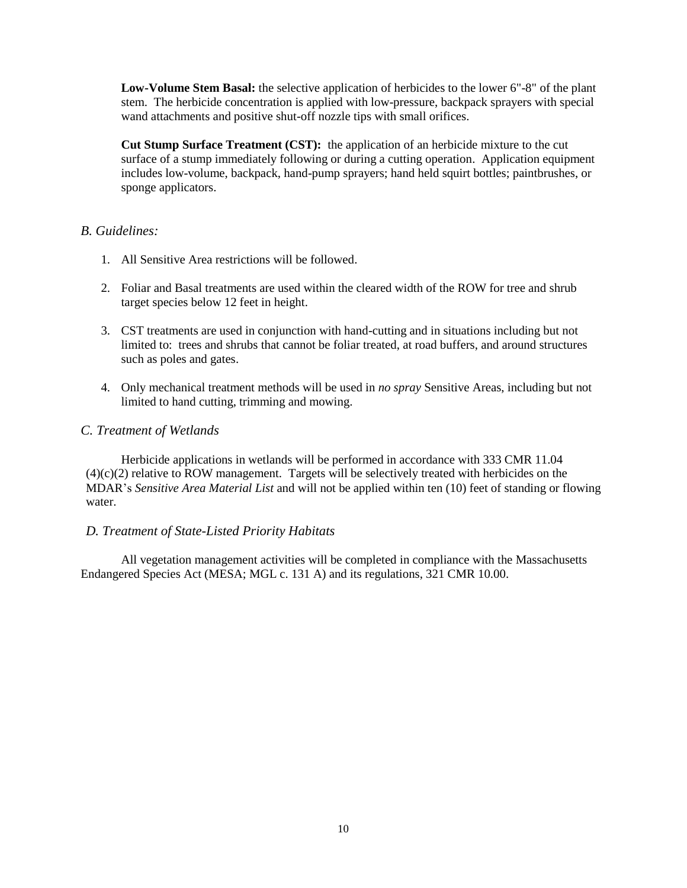**Low-Volume Stem Basal:** the selective application of herbicides to the lower 6"-8" of the plant stem. The herbicide concentration is applied with low-pressure, backpack sprayers with special wand attachments and positive shut-off nozzle tips with small orifices.

**Cut Stump Surface Treatment (CST):** the application of an herbicide mixture to the cut surface of a stump immediately following or during a cutting operation. Application equipment includes low-volume, backpack, hand-pump sprayers; hand held squirt bottles; paintbrushes, or sponge applicators.

### *B. Guidelines:*

1. All Sensitive Area restrictions will be followed.

2. Foliar and Basal treatments are used within the cleared width of the ROW for tree and shrub target species below 12 feet in height.

3. CST treatments are used in conjunction with hand-cutting and in situations including but not limited to: trees and shrubs that cannot be foliar treated, at road buffers, and around structures such as poles and gates.

4. Only mechanical treatment methods will be used in *no spray* Sensitive Areas, including but not limited to hand cutting, trimming and mowing.

### *C. Treatment of Wetlands*

Herbicide applications in wetlands will be performed in accordance with 333 CMR 11.04 (4)(c)(2) relative to ROW management. Targets will be selectively treated with herbicides on the MDAR's *Sensitive Area Material List* and will not be applied within ten (10) feet of standing or flowing water.

### *D. Treatment of State-Listed Priority Habitats*

All vegetation management activities will be completed in compliance with the Massachusetts Endangered Species Act (MESA; MGL c. 131 A) and its regulations, 321 CMR 10.00.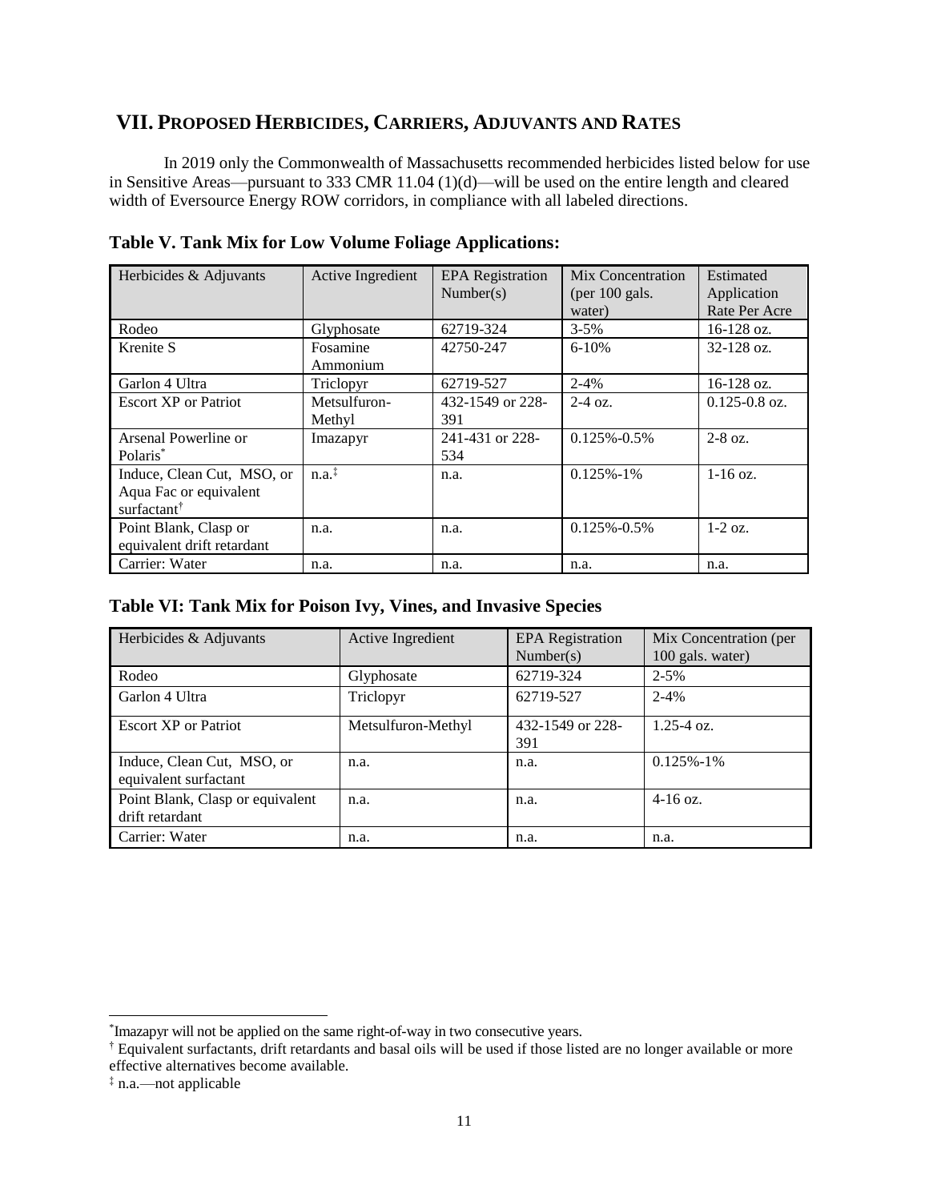## VII. Proposed Herbicides, Carriers, Adjuvants and Rates

In 2019 only the Commonwealth of Massachusetts recommended herbicides listed below for use in Sensitive Areas—pursuant to 333 CMR 11.04 (1)(d)—will be used on the entire length and cleared width of Eversource Energy ROW corridors, in compliance with all labeled directions.

### Table V. Tank Mix for Low Volume Foliage Applications:

| Herbicides & Adjuvants | Active Ingredient | EPA Registration Number(s) | Mix Concentration (per 100 gals. water) | Estimated Application Rate Per Acre |
|---|---|---|---|---|
| Rodeo | Glyphosate | 62719-324 | 3-5% | 16-128 oz. |
| Krenite S | Fosamine Ammonium | 42750-247 | 6-10% | 32-128 oz. |
| Garlon 4 Ultra | Triclopyr | 62719-527 | 2-4% | 16-128 oz. |
| Escort XP or Patriot | Metsulfuron-Methyl | 432-1549 or 228-391 | 2-4 oz. | 0.125-0.8 oz. |
| Arsenal Powerline or Polaris* | Imazapyr | 241-431 or 228-534 | 0.125%-0.5% | 2-8 oz. |
| Induce, Clean Cut, MSO, or Aqua Fac or equivalent surfactant† | n.a.‡ | n.a. | 0.125%-1% | 1-16 oz. |
| Point Blank, Clasp or equivalent drift retardant | n.a. | n.a. | 0.125%-0.5% | 1-2 oz. |
| Carrier: Water | n.a. | n.a. | n.a. | n.a. |

### Table VI: Tank Mix for Poison Ivy, Vines, and Invasive Species

| Herbicides & Adjuvants | Active Ingredient | EPA Registration Number(s) | Mix Concentration (per 100 gals. water) |
|---|---|---|---|
| Rodeo | Glyphosate | 62719-324 | 2-5% |
| Garlon 4 Ultra | Triclopyr | 62719-527 | 2-4% |
| Escort XP or Patriot | Metsulfuron-Methyl | 432-1549 or 228-391 | 1.25-4 oz. |
| Induce, Clean Cut, MSO, or equivalent surfactant | n.a. | n.a. | 0.125%-1% |
| Point Blank, Clasp or equivalent drift retardant | n.a. | n.a. | 4-16 oz. |
| Carrier: Water | n.a. | n.a. | n.a. |

* Imazapyr will not be applied on the same right-of-way in two consecutive years.

† Equivalent surfactants, drift retardants and basal oils will be used if those listed are no longer available or more effective alternatives become available.

‡ n.a.—not applicable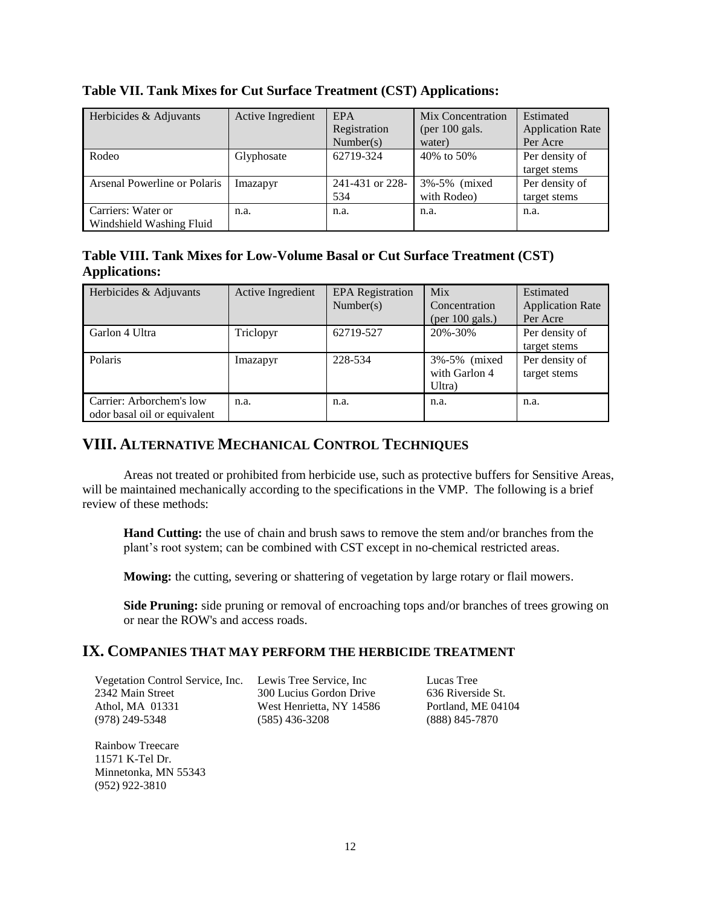**Table VII. Tank Mixes for Cut Surface Treatment (CST) Applications:**

| Herbicides & Adjuvants | Active Ingredient | EPA Registration Number(s) | Mix Concentration (per 100 gals. water) | Estimated Application Rate Per Acre |
|---|---|---|---|---|
| Rodeo | Glyphosate | 62719-324 | 40% to 50% | Per density of target stems |
| Arsenal Powerline or Polaris | Imazapyr | 241-431 or 228-534 | 3%-5% (mixed with Rodeo) | Per density of target stems |
| Carriers: Water or Windshield Washing Fluid | n.a. | n.a. | n.a. | n.a. |

**Table VIII. Tank Mixes for Low-Volume Basal or Cut Surface Treatment (CST) Applications:**

| Herbicides & Adjuvants | Active Ingredient | EPA Registration Number(s) | Mix Concentration (per 100 gals.) | Estimated Application Rate Per Acre |
|---|---|---|---|---|
| Garlon 4 Ultra | Triclopyr | 62719-527 | 20%-30% | Per density of target stems |
| Polaris | Imazapyr | 228-534 | 3%-5% (mixed with Garlon 4 Ultra) | Per density of target stems |
| Carrier: Arborchem's low odor basal oil or equivalent | n.a. | n.a. | n.a. | n.a. |

## VIII. ALTERNATIVE MECHANICAL CONTROL TECHNIQUES

Areas not treated or prohibited from herbicide use, such as protective buffers for Sensitive Areas, will be maintained mechanically according to the specifications in the VMP. The following is a brief review of these methods:

**Hand Cutting:** the use of chain and brush saws to remove the stem and/or branches from the plant's root system; can be combined with CST except in no-chemical restricted areas.

**Mowing:** the cutting, severing or shattering of vegetation by large rotary or flail mowers.

**Side Pruning:** side pruning or removal of encroaching tops and/or branches of trees growing on or near the ROW's and access roads.

## IX. COMPANIES THAT MAY PERFORM THE HERBICIDE TREATMENT

Vegetation Control Service, Inc.
2342 Main Street
Athol, MA 01331
(978) 249-5348

Lewis Tree Service, Inc
300 Lucius Gordon Drive
West Henrietta, NY 14586
(585) 436-3208

Lucas Tree
636 Riverside St.
Portland, ME 04104
(888) 845-7870

Rainbow Treecare
11571 K-Tel Dr.
Minnetonka, MN 55343
(952) 922-3810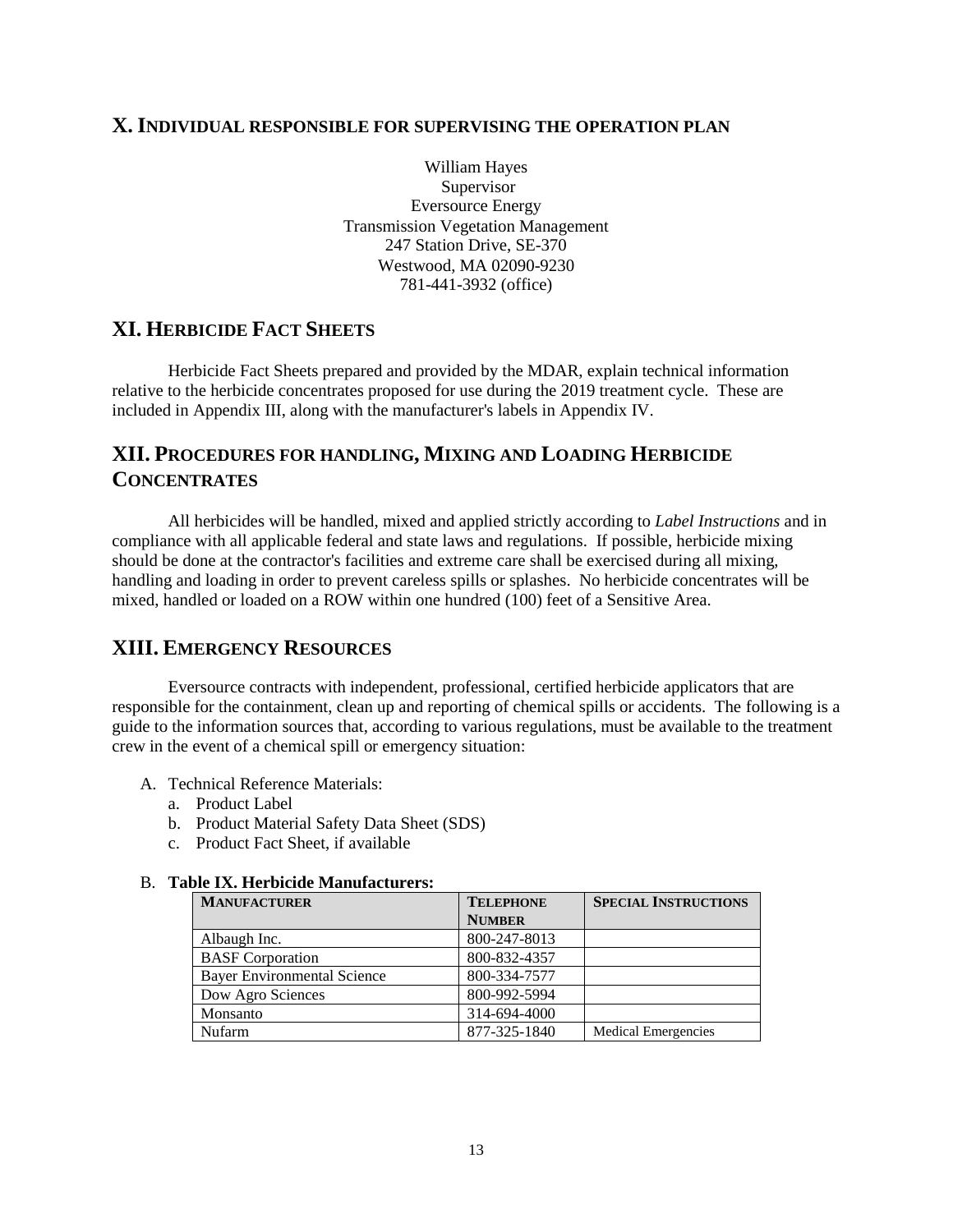## X. Individual responsible for supervising the operation plan

William Hayes
Supervisor
Eversource Energy
Transmission Vegetation Management
247 Station Drive, SE-370
Westwood, MA 02090-9230
781-441-3932 (office)

## XI. Herbicide Fact Sheets

Herbicide Fact Sheets prepared and provided by the MDAR, explain technical information relative to the herbicide concentrates proposed for use during the 2019 treatment cycle. These are included in Appendix III, along with the manufacturer's labels in Appendix IV.

## XII. Procedures for handling, Mixing and Loading Herbicide Concentrates

All herbicides will be handled, mixed and applied strictly according to *Label Instructions* and in compliance with all applicable federal and state laws and regulations. If possible, herbicide mixing should be done at the contractor's facilities and extreme care shall be exercised during all mixing, handling and loading in order to prevent careless spills or splashes. No herbicide concentrates will be mixed, handled or loaded on a ROW within one hundred (100) feet of a Sensitive Area.

## XIII. Emergency Resources

Eversource contracts with independent, professional, certified herbicide applicators that are responsible for the containment, clean up and reporting of chemical spills or accidents. The following is a guide to the information sources that, according to various regulations, must be available to the treatment crew in the event of a chemical spill or emergency situation:

A. Technical Reference Materials:
   a. Product Label
   b. Product Material Safety Data Sheet (SDS)
   c. Product Fact Sheet, if available

B. **Table IX. Herbicide Manufacturers:**

| Manufacturer | Telephone Number | Special Instructions |
|---|---|---|
| Albaugh Inc. | 800-247-8013 | |
| BASF Corporation | 800-832-4357 | |
| Bayer Environmental Science | 800-334-7577 | |
| Dow Agro Sciences | 800-992-5994 | |
| Monsanto | 314-694-4000 | |
| Nufarm | 877-325-1840 | Medical Emergencies |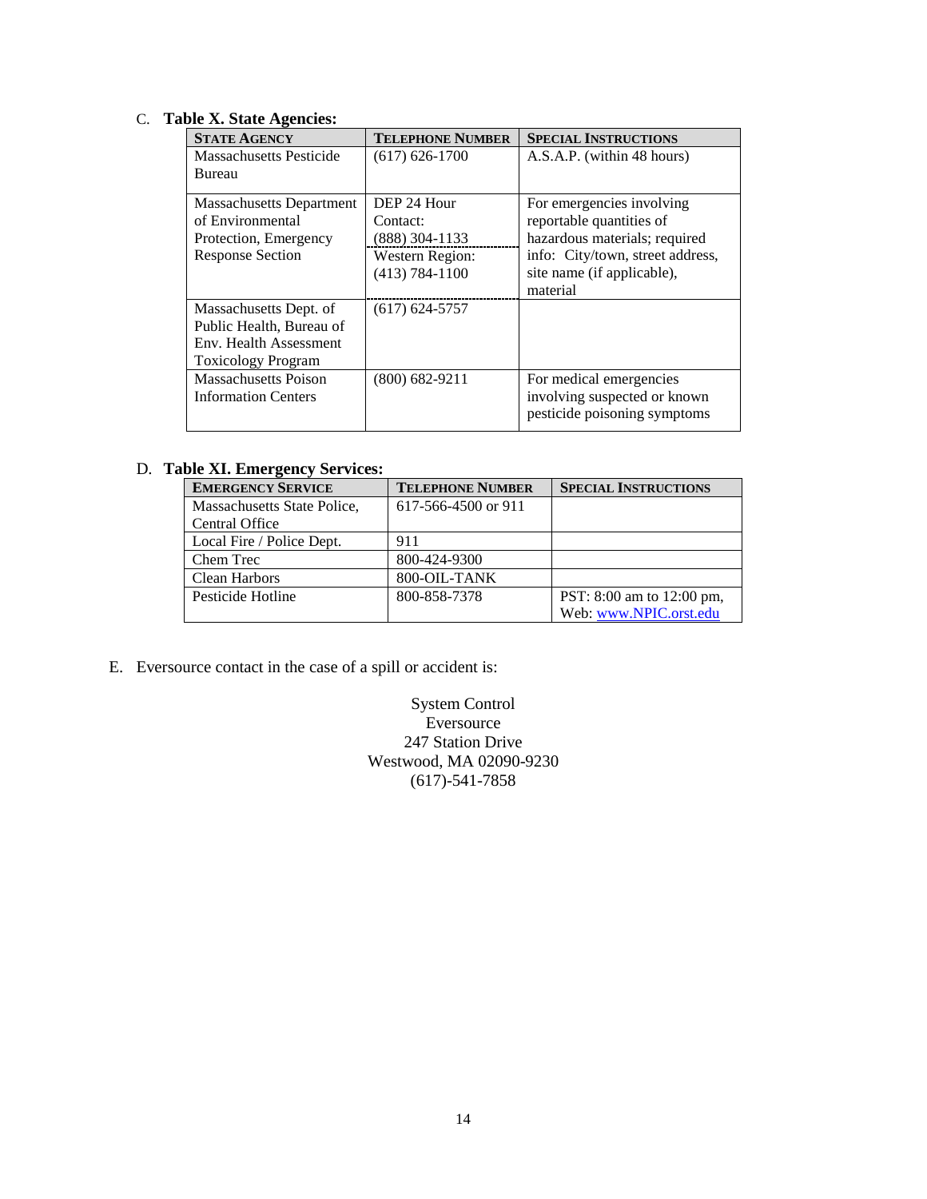C. **Table X. State Agencies:**

| STATE AGENCY | TELEPHONE NUMBER | SPECIAL INSTRUCTIONS |
|---|---|---|
| Massachusetts Pesticide Bureau | (617) 626-1700 | A.S.A.P. (within 48 hours) |
| Massachusetts Department of Environmental Protection, Emergency Response Section | DEP 24 Hour Contact: (888) 304-1133<br>Western Region: (413) 784-1100 | For emergencies involving reportable quantities of hazardous materials; required info: City/town, street address, site name (if applicable), material |
| Massachusetts Dept. of Public Health, Bureau of Env. Health Assessment Toxicology Program | (617) 624-5757 | |
| Massachusetts Poison Information Centers | (800) 682-9211 | For medical emergencies involving suspected or known pesticide poisoning symptoms |

D. **Table XI. Emergency Services:**

| EMERGENCY SERVICE | TELEPHONE NUMBER | SPECIAL INSTRUCTIONS |
|---|---|---|
| Massachusetts State Police, Central Office | 617-566-4500 or 911 | |
| Local Fire / Police Dept. | 911 | |
| Chem Trec | 800-424-9300 | |
| Clean Harbors | 800-OIL-TANK | |
| Pesticide Hotline | 800-858-7378 | PST: 8:00 am to 12:00 pm, Web: www.NPIC.orst.edu |

E. Eversource contact in the case of a spill or accident is:

System Control
Eversource
247 Station Drive
Westwood, MA 02090-9230
(617)-541-7858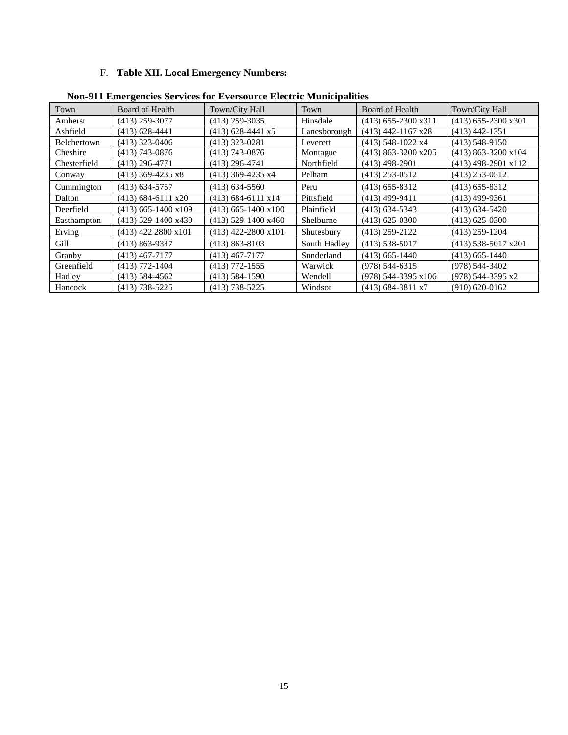F. **Table XII. Local Emergency Numbers:**

**Non-911 Emergencies Services for Eversource Electric Municipalities**

| Town | Board of Health | Town/City Hall | Town | Board of Health | Town/City Hall |
|---|---|---|---|---|---|
| Amherst | (413) 259-3077 | (413) 259-3035 | Hinsdale | (413) 655-2300 x311 | (413) 655-2300 x301 |
| Ashfield | (413) 628-4441 | (413) 628-4441 x5 | Lanesborough | (413) 442-1167 x28 | (413) 442-1351 |
| Belchertown | (413) 323-0406 | (413) 323-0281 | Leverett | (413) 548-1022 x4 | (413) 548-9150 |
| Cheshire | (413) 743-0876 | (413) 743-0876 | Montague | (413) 863-3200 x205 | (413) 863-3200 x104 |
| Chesterfield | (413) 296-4771 | (413) 296-4741 | Northfield | (413) 498-2901 | (413) 498-2901 x112 |
| Conway | (413) 369-4235 x8 | (413) 369-4235 x4 | Pelham | (413) 253-0512 | (413) 253-0512 |
| Cummington | (413) 634-5757 | (413) 634-5560 | Peru | (413) 655-8312 | (413) 655-8312 |
| Dalton | (413) 684-6111 x20 | (413) 684-6111 x14 | Pittsfield | (413) 499-9411 | (413) 499-9361 |
| Deerfield | (413) 665-1400 x109 | (413) 665-1400 x100 | Plainfield | (413) 634-5343 | (413) 634-5420 |
| Easthampton | (413) 529-1400 x430 | (413) 529-1400 x460 | Shelburne | (413) 625-0300 | (413) 625-0300 |
| Erving | (413) 422 2800 x101 | (413) 422-2800 x101 | Shutesbury | (413) 259-2122 | (413) 259-1204 |
| Gill | (413) 863-9347 | (413) 863-8103 | South Hadley | (413) 538-5017 | (413) 538-5017 x201 |
| Granby | (413) 467-7177 | (413) 467-7177 | Sunderland | (413) 665-1440 | (413) 665-1440 |
| Greenfield | (413) 772-1404 | (413) 772-1555 | Warwick | (978) 544-6315 | (978) 544-3402 |
| Hadley | (413) 584-4562 | (413) 584-1590 | Wendell | (978) 544-3395 x106 | (978) 544-3395 x2 |
| Hancock | (413) 738-5225 | (413) 738-5225 | Windsor | (413) 684-3811 x7 | (910) 620-0162 |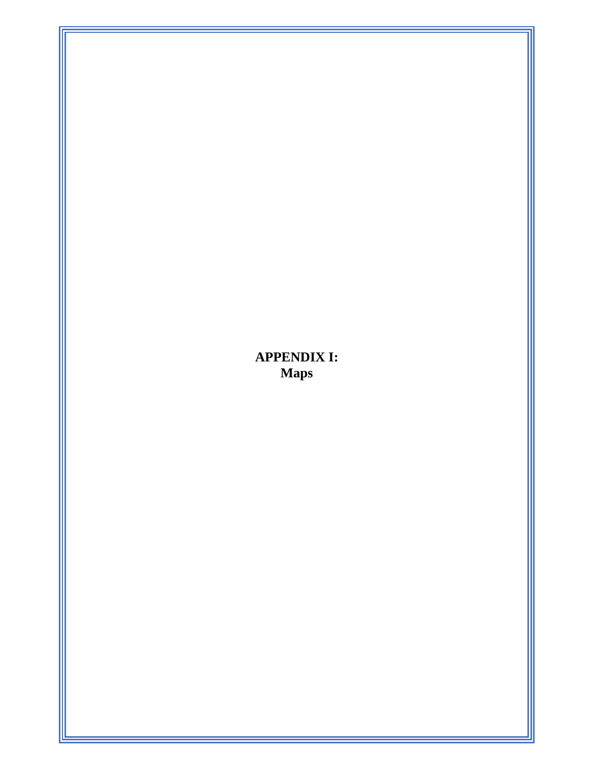# APPENDIX I:
# Maps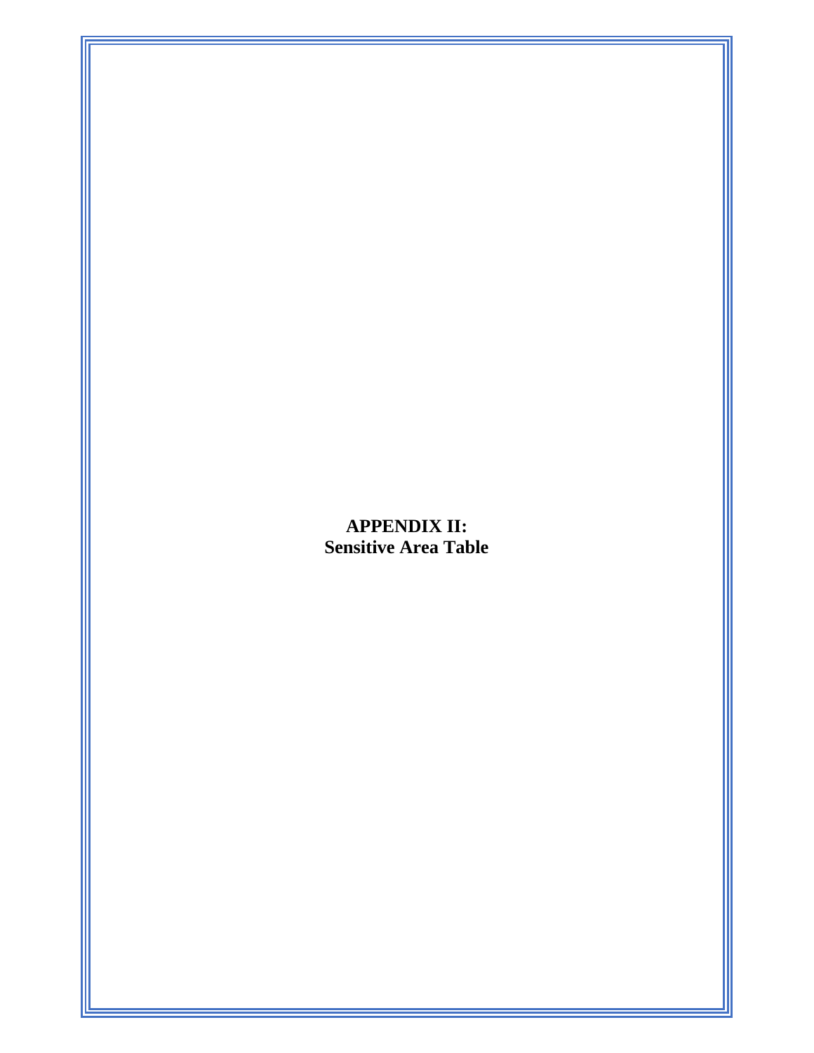# APPENDIX II:
# Sensitive Area Table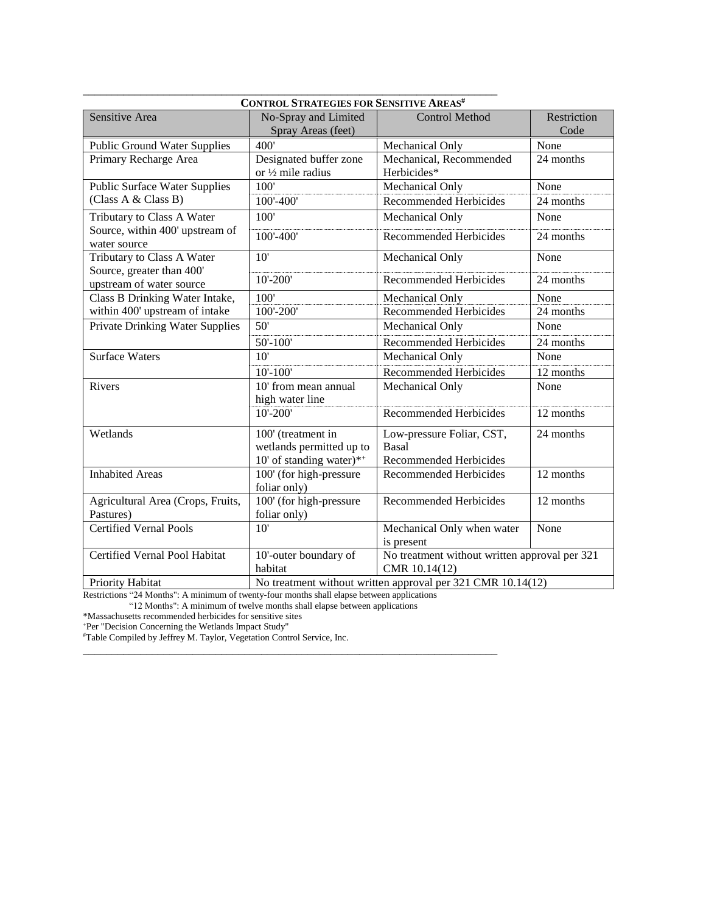**CONTROL STRATEGIES FOR SENSITIVE AREAS#**

| Sensitive Area | No-Spray and Limited Spray Areas (feet) | Control Method | Restriction Code |
|---|---|---|---|
| Public Ground Water Supplies | 400' | Mechanical Only | None |
| Primary Recharge Area | Designated buffer zone or ½ mile radius | Mechanical, Recommended Herbicides* | 24 months |
| Public Surface Water Supplies (Class A & Class B) | 100' | Mechanical Only | None |
| | 100'-400' | Recommended Herbicides | 24 months |
| Tributary to Class A Water Source, within 400' upstream of water source | 100' | Mechanical Only | None |
| | 100'-400' | Recommended Herbicides | 24 months |
| Tributary to Class A Water Source, greater than 400' upstream of water source | 10' | Mechanical Only | None |
| | 10'-200' | Recommended Herbicides | 24 months |
| Class B Drinking Water Intake, within 400' upstream of intake | 100' | Mechanical Only | None |
| | 100'-200' | Recommended Herbicides | 24 months |
| Private Drinking Water Supplies | 50' | Mechanical Only | None |
| | 50'-100' | Recommended Herbicides | 24 months |
| Surface Waters | 10' | Mechanical Only | None |
| | 10'-100' | Recommended Herbicides | 12 months |
| Rivers | 10' from mean annual high water line | Mechanical Only | None |
| | 10'-200' | Recommended Herbicides | 12 months |
| Wetlands | 100' (treatment in wetlands permitted up to 10' of standing water)*+ | Low-pressure Foliar, CST, Basal Recommended Herbicides | 24 months |
| Inhabited Areas | 100' (for high-pressure foliar only) | Recommended Herbicides | 12 months |
| Agricultural Area (Crops, Fruits, Pastures) | 100' (for high-pressure foliar only) | Recommended Herbicides | 12 months |
| Certified Vernal Pools | 10' | Mechanical Only when water is present | None |
| Certified Vernal Pool Habitat | 10'-outer boundary of habitat | No treatment without written approval per 321 CMR 10.14(12) | |
| Priority Habitat | No treatment without written approval per 321 CMR 10.14(12) | | |

Restrictions "24 Months": A minimum of twenty-four months shall elapse between applications

"12 Months": A minimum of twelve months shall elapse between applications

*Massachusetts recommended herbicides for sensitive sites

+Per "Decision Concerning the Wetlands Impact Study"

#Table Compiled by Jeffrey M. Taylor, Vegetation Control Service, Inc.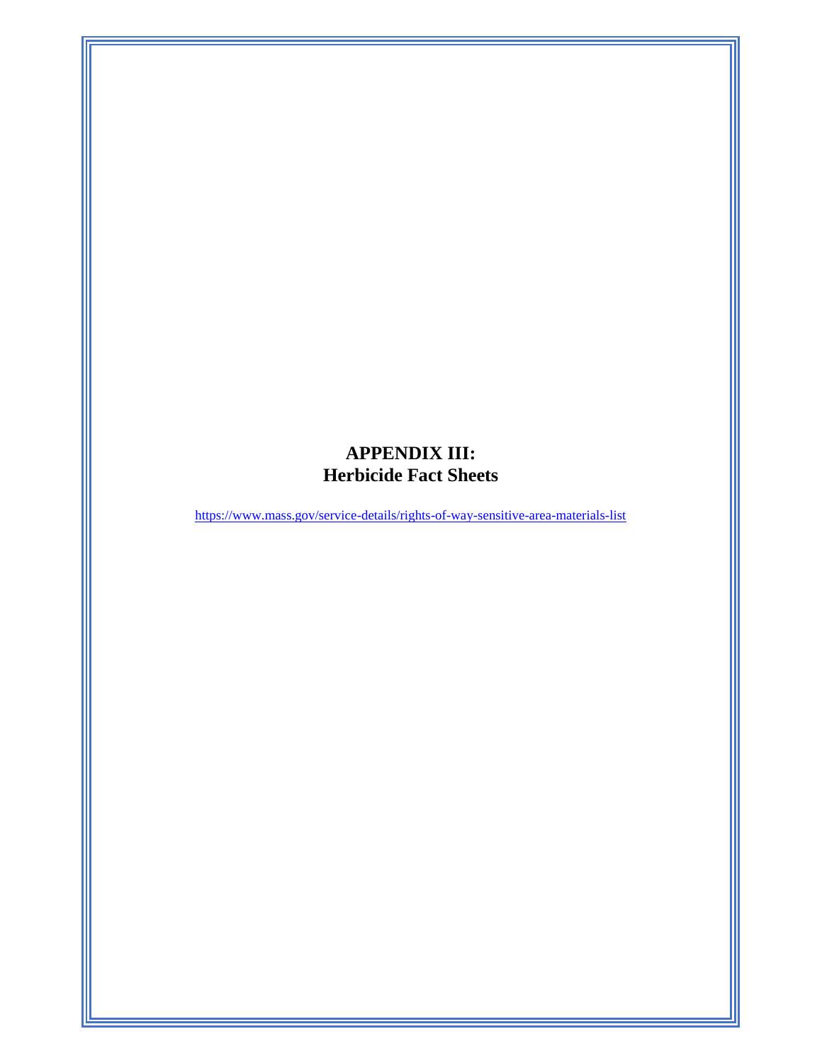# APPENDIX III: Herbicide Fact Sheets

https://www.mass.gov/service-details/rights-of-way-sensitive-area-materials-list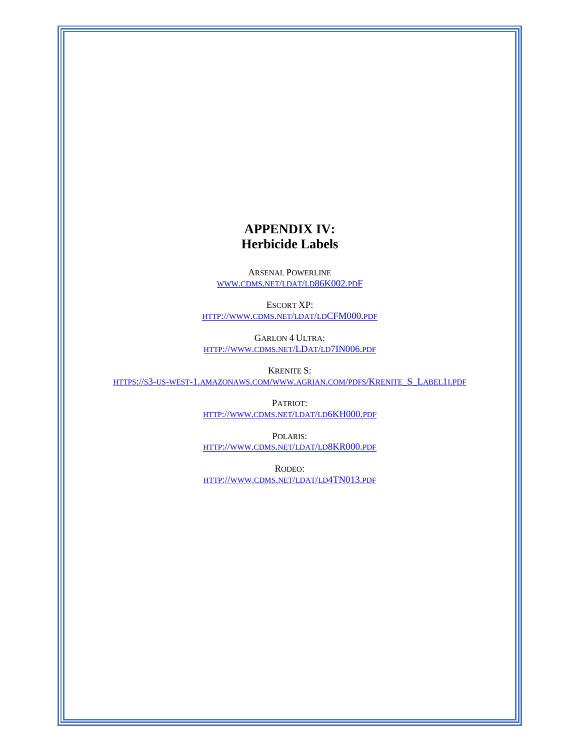# APPENDIX IV: Herbicide Labels

ARSENAL POWERLINE
WWW.CDMS.NET/LDAT/LD86K002.PDF

ESCORT XP:
HTTP://WWW.CDMS.NET/LDAT/LDCFM000.PDF

GARLON 4 ULTRA:
HTTP://WWW.CDMS.NET/LDAT/LD7IN006.PDF

KRENITE S:
HTTPS://S3-US-WEST-1.AMAZONAWS.COM/WWW.AGRIAN.COM/PDFS/KRENITE_S_LABEL1I.PDF

PATRIOT:
HTTP://WWW.CDMS.NET/LDAT/LD6KH000.PDF

POLARIS:
HTTP://WWW.CDMS.NET/LDAT/LD8KR000.PDF

RODEO:
HTTP://WWW.CDMS.NET/LDAT/LD4TN013.PDF